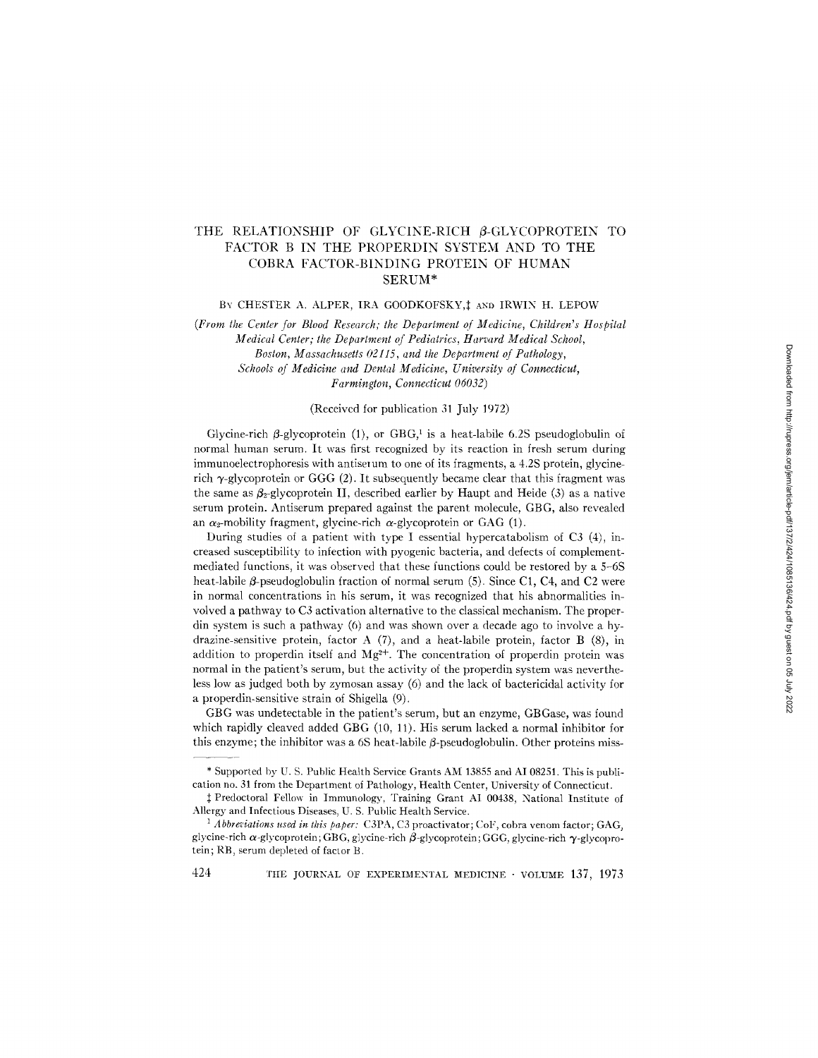# THE RELATIONSHIP OF GLYCINE-RICH β-GLYCOPROTEIN TO FACTOR B IN THE PROPERDIN SYSTEM AND TO THE COBRA FACTOR-BINDING PROTEIN OF HUMAN SERUM*

BY CHESTER A. ALPER, IRA GOODKOFSKY,‡ AND IRWIN H. LEPOW

*(From the Center for Blood Research; the Department of Medicine, Children's Hospital Medical Center; the Department of Pediatrics, Harvard Medical School, Boston, Massachusetts 02115, and the Department of Pathology, Schools of Medicine and Dental Medicine, University of Connecticut, Farmington, Connecticut 06032)*

(Received for publication 31 July 1972)

Glycine-rich β-glycoprotein (1), or GBG,[1] is a heat-labile 6.2S pseudoglobulin of normal human serum. It was first recognized by its reaction in fresh serum during immunoelectrophoresis with antiserum to one of its fragments, a 4.2S protein, glycine-rich γ-glycoprotein or GGG (2). It subsequently became clear that this fragment was the same as $\beta_2$-glycoprotein II, described earlier by Haupt and Heide (3) as a native serum protein. Antiserum prepared against the parent molecule, GBG, also revealed an $\alpha_2$-mobility fragment, glycine-rich α-glycoprotein or GAG (1).

During studies of a patient with type I essential hypercatabolism of C3 (4), increased susceptibility to infection with pyogenic bacteria, and defects of complement-mediated functions, it was observed that these functions could be restored by a 5–6S heat-labile β-pseudoglobulin fraction of normal serum (5). Since C1, C4, and C2 were in normal concentrations in his serum, it was recognized that his abnormalities involved a pathway to C3 activation alternative to the classical mechanism. The properdin system is such a pathway (6) and was shown over a decade ago to involve a hydrazine-sensitive protein, factor A (7), and a heat-labile protein, factor B (8), in addition to properdin itself and $Mg^{2+}$. The concentration of properdin protein was normal in the patient's serum, but the activity of the properdin system was nevertheless low as judged both by zymosan assay (6) and the lack of bactericidal activity for a properdin-sensitive strain of Shigella (9).

GBG was undetectable in the patient's serum, but an enzyme, GBGase, was found which rapidly cleaved added GBG (10, 11). His serum lacked a normal inhibitor for this enzyme; the inhibitor was a 6S heat-labile β-pseudoglobulin. Other proteins miss-

---

\* Supported by U. S. Public Health Service Grants AM 13855 and AI 08251. This is publication no. 31 from the Department of Pathology, Health Center, University of Connecticut.

‡ Predoctoral Fellow in Immunology, Training Grant AI 00438, National Institute of Allergy and Infectious Diseases, U. S. Public Health Service.

[1] *Abbreviations used in this paper:* C3PA, C3 proactivator; CoF, cobra venom factor; GAG, glycine-rich α-glycoprotein; GBG, glycine-rich β-glycoprotein; GGG, glycine-rich γ-glycoprotein; RB, serum depleted of factor B.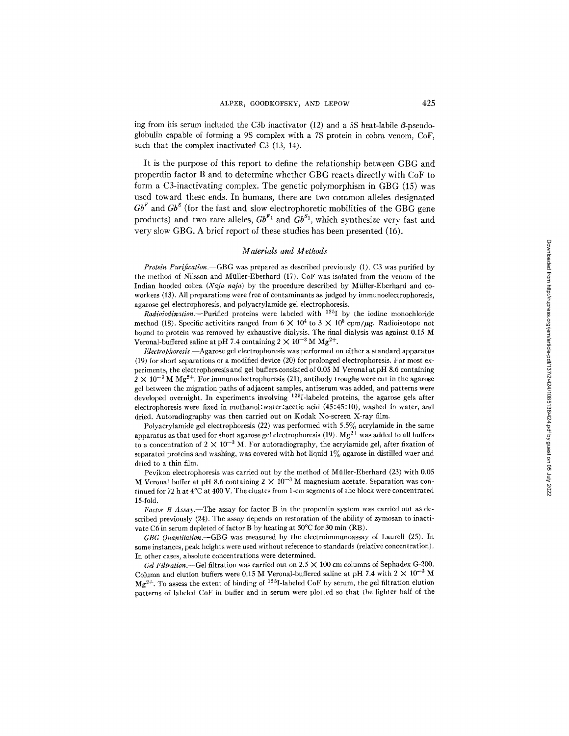ing from his serum included the C3b inactivator (12) and a 5S heat-labile β-pseudo-globulin capable of forming a 9S complex with a 7S protein in cobra venom, CoF, such that the complex inactivated C3 (13, 14).

It is the purpose of this report to define the relationship between GBG and properdin factor B and to determine whether GBG reacts directly with CoF to form a C3-inactivating complex. The genetic polymorphism in GBG (15) was used toward these ends. In humans, there are two common alleles designated $Gb^F$ and $Gb^S$ (for the fast and slow electrophoretic mobilities of the GBG gene products) and two rare alleles, $Gb^{F1}$ and $Gb^{S1}$, which synthesize very fast and very slow GBG. A brief report of these studies has been presented (16).

## *Materials and Methods*

*Protein Purification.*—GBG was prepared as described previously (1). C3 was purified by the method of Nilsson and Müller-Eberhard (17). CoF was isolated from the venom of the Indian hooded cobra (*Naja naja*) by the procedure described by Müller-Eberhard and coworkers (13). All preparations were free of contaminants as judged by immunoelectrophoresis, agarose gel electrophoresis, and polyacrylamide gel electrophoresis.

*Radioiodination.*—Purified proteins were labeled with $^{125}$I by the iodine monochloride method (18). Specific activities ranged from $6 \times 10^4$ to $3 \times 10^5$ cpm/μg. Radioisotope not bound to protein was removed by exhaustive dialysis. The final dialysis was against 0.15 M Veronal-buffered saline at pH 7.4 containing $2 \times 10^{-3}$ M $Mg^{2+}$.

*Electrophoresis.*—Agarose gel electrophoresis was performed on either a standard apparatus (19) for short separations or a modified device (20) for prolonged electrophoresis. For most experiments, the electrophoresis and gel buffers consisted of 0.05 M Veronal at pH 8.6 containing $2 \times 10^{-3}$ M $Mg^{2+}$. For immunoelectrophoresis (21), antibody troughs were cut in the agarose gel between the migration paths of adjacent samples, antiserum was added, and patterns were developed overnight. In experiments involving $^{125}$I-labeled proteins, the agarose gels after electrophoresis were fixed in methanol:water:acetic acid (45:45:10), washed in water, and dried. Autoradiography was then carried out on Kodak No-screen X-ray film.

Polyacrylamide gel electrophoresis (22) was performed with 5.5% acrylamide in the same apparatus as that used for short agarose gel electrophoresis (19). $Mg^{2+}$ was added to all buffers to a concentration of $2 \times 10^{-3}$ M. For autoradiography, the acrylamide gel, after fixation of separated proteins and washing, was covered with hot liquid 1% agarose in distilled waer and dried to a thin film.

Pevikon electrophoresis was carried out by the method of Müller-Eberhard (23) with 0.05 M Veronal buffer at pH 8.6 containing $2 \times 10^{-3}$ M magnesium acetate. Separation was continued for 72 h at 4°C at 400 V. The eluates from 1-cm segments of the block were concentrated 15-fold.

*Factor B Assay.*—The assay for factor B in the properdin system was carried out as described previously (24). The assay depends on restoration of the ability of zymosan to inactivate C6 in serum depleted of factor B by heating at 50°C for 30 min (RB).

*GBG Quantitation.*—GBG was measured by the electroimmunoassay of Laurell (25). In some instances, peak heights were used without reference to standards (relative concentration). In other cases, absolute concentrations were determined.

*Gel Filtration.*—Gel filtration was carried out on $2.5 \times 100$ cm columns of Sephadex G-200. Column and elution buffers were 0.15 M Veronal-buffered saline at pH 7.4 with $2 \times 10^{-3}$ M $Mg^{2+}$. To assess the extent of binding of $^{125}$I-labeled CoF by serum, the gel filtration elution patterns of labeled CoF in buffer and in serum were plotted so that the lighter half of the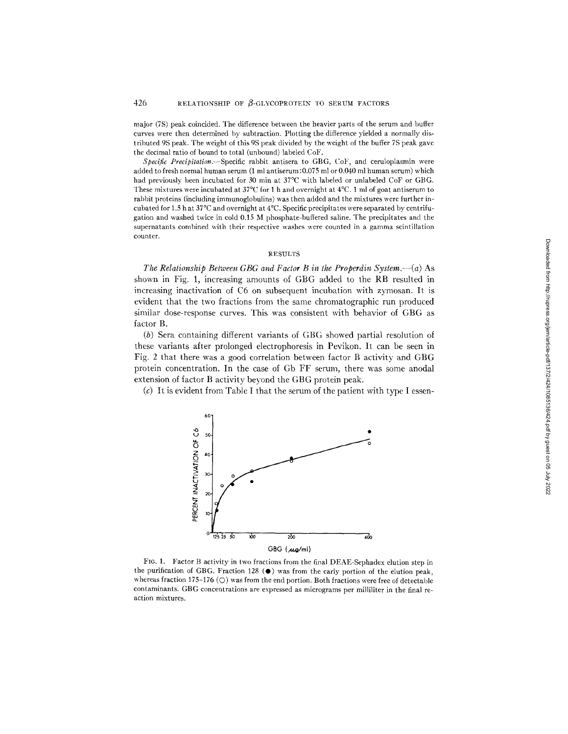major (7S) peak coincided. The difference between the heavier parts of the serum and buffer curves were then determined by subtraction. Plotting the difference yielded a normally distributed 9S peak. The weight of this 9S peak divided by the weight of the buffer 7S peak gave the decimal ratio of bound to total (unbound) labeled CoF.

*Specific Precipitation.*—Specific rabbit antisera to GBG, CoF, and ceruloplasmin were added to fresh normal human serum (1 ml antiserum:0.075 ml or 0.040 ml human serum) which had previously been incubated for 30 min at 37°C with labeled or unlabeled CoF or GBG. These mixtures were incubated at 37°C for 1 h and overnight at 4°C. 1 ml of goat antiserum to rabbit proteins (including immunoglobulins) was then added and the mixtures were further incubated for 1.5 h at 37°C and overnight at 4°C. Specific precipitates were separated by centrifugation and washed twice in cold 0.15 M phosphate-buffered saline. The precipitates and the supernatants combined with their respective washes were counted in a gamma scintillation counter.

## RESULTS

*The Relationship Between GBG and Factor B in the Properdin System.*—(*a*) As shown in Fig. 1, increasing amounts of GBG added to the RB resulted in increasing inactivation of C6 on subsequent incubation with zymosan. It is evident that the two fractions from the same chromatographic run produced similar dose-response curves. This was consistent with behavior of GBG as factor B.

(*b*) Sera containing different variants of GBG showed partial resolution of these variants after prolonged electrophoresis in Pevikon. It can be seen in Fig. 2 that there was a good correlation between factor B activity and GBG protein concentration. In the case of Gb FF serum, there was some anodal extension of factor B activity beyond the GBG protein peak.

(*c*) It is evident from Table I that the serum of the patient with type I essen-

FIG. 1. Factor B activity in two fractions from the final DEAE-Sephadex elution step in the purification of GBG. Fraction 128 (●) was from the early portion of the elution peak, whereas fraction 175–176 (○) was from the end portion. Both fractions were free of detectable contaminants. GBG concentrations are expressed as micrograms per milliliter in the final reaction mixtures.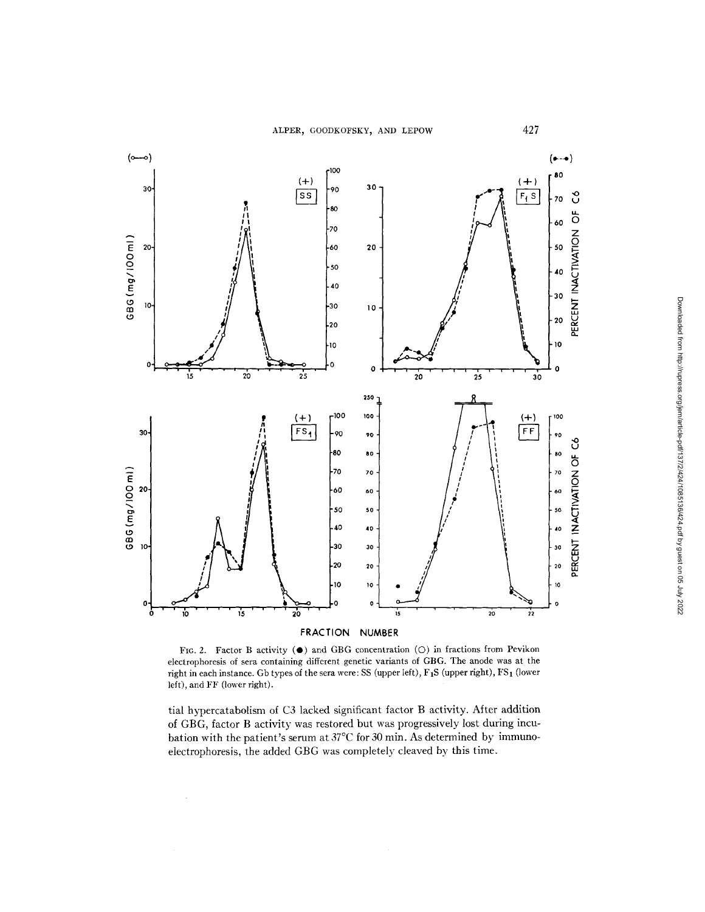FIG. 2. Factor B activity (●) and GBG concentration (○) in fractions from Pevikon electrophoresis of sera containing different genetic variants of GBG. The anode was at the right in each instance. Gb types of the sera were: SS (upper left), $F_1S$ (upper right), $FS_1$ (lower left), and FF (lower right).

tial hypercatabolism of C3 lacked significant factor B activity. After addition of GBG, factor B activity was restored but was progressively lost during incubation with the patient's serum at 37°C for 30 min. As determined by immunoelectrophoresis, the added GBG was completely cleaved by this time.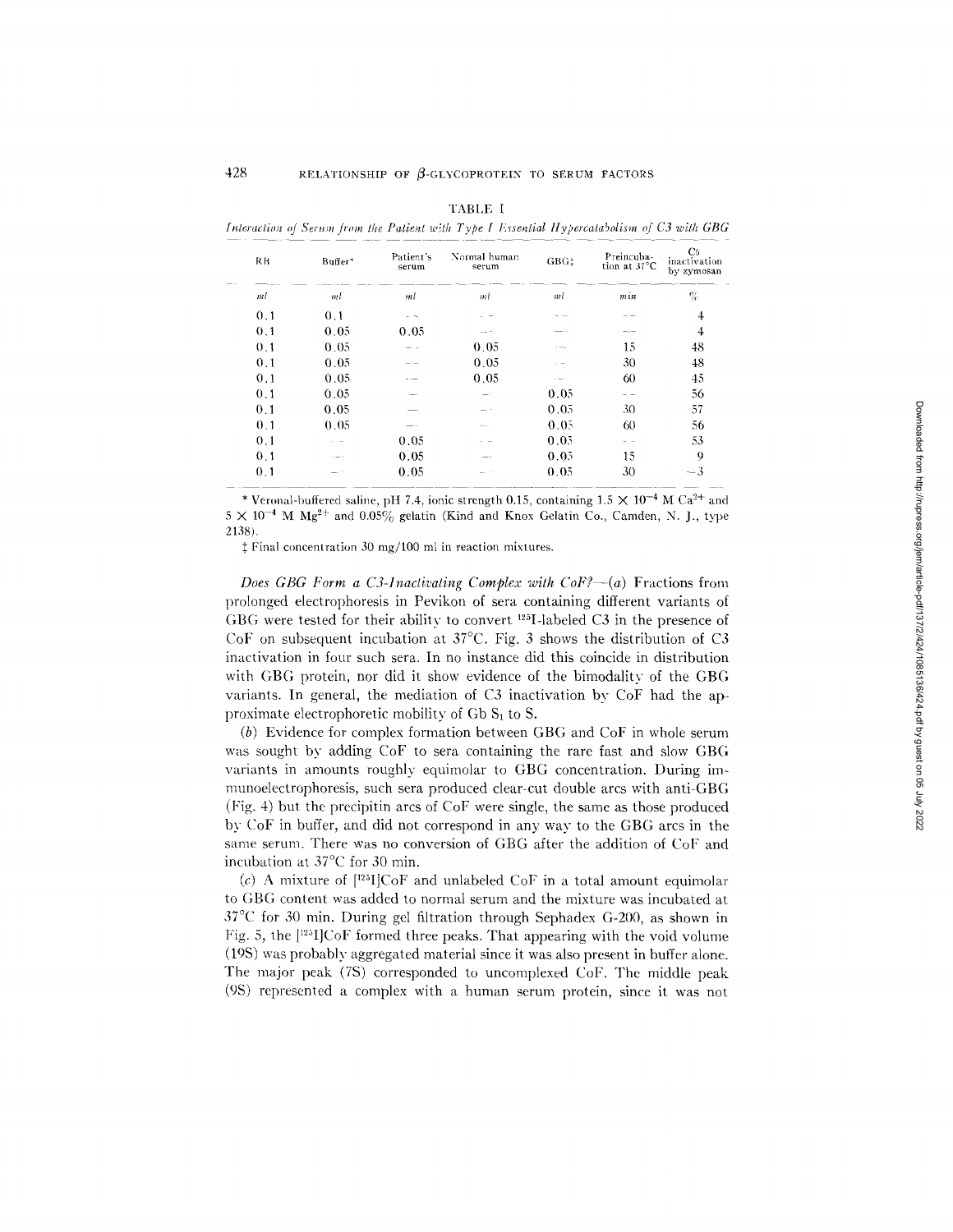TABLE I

*Interaction of Serum from the Patient with Type I Essential Hypercatabolism of C3 with GBG*

| RB | Buffer* | Patient's serum | Normal human serum | GBG‡ | Preincubation at 37°C | C5 inactivation by zymosan |
|---|---|---|---|---|---|---|
| *ml* | *ml* | *ml* | *ml* | *ml* | *min* | *%* |
| 0.1 | 0.1 | — | — | — | — | 4 |
| 0.1 | 0.05 | 0.05 | — | — | — | 4 |
| 0.1 | 0.05 | — | 0.05 | — | 15 | 48 |
| 0.1 | 0.05 | — | 0.05 | — | 30 | 48 |
| 0.1 | 0.05 | — | 0.05 | — | 60 | 45 |
| 0.1 | 0.05 | — | — | 0.05 | — | 56 |
| 0.1 | 0.05 | — | — | 0.05 | 30 | 57 |
| 0.1 | 0.05 | — | — | 0.05 | 60 | 56 |
| 0.1 | — | 0.05 | — | 0.05 | — | 53 |
| 0.1 | — | 0.05 | — | 0.05 | 15 | 9 |
| 0.1 | — | 0.05 | — | 0.05 | 30 | −3 |

\* Veronal-buffered saline, pH 7.4, ionic strength 0.15, containing $1.5 \times 10^{-4}$ M $Ca^{2+}$ and $5 \times 10^{-4}$ M $Mg^{2+}$ and 0.05% gelatin (Kind and Knox Gelatin Co., Camden, N. J., type 2138).

‡ Final concentration 30 mg/100 ml in reaction mixtures.

*Does GBG Form a C3-Inactivating Complex with CoF?*—(*a*) Fractions from prolonged electrophoresis in Pevikon of sera containing different variants of GBG were tested for their ability to convert $^{125}$I-labeled C3 in the presence of CoF on subsequent incubation at 37°C. Fig. 3 shows the distribution of C3 inactivation in four such sera. In no instance did this coincide in distribution with GBG protein, nor did it show evidence of the bimodality of the GBG variants. In general, the mediation of C3 inactivation by CoF had the approximate electrophoretic mobility of Gb $S_1$ to S.

(*b*) Evidence for complex formation between GBG and CoF in whole serum was sought by adding CoF to sera containing the rare fast and slow GBG variants in amounts roughly equimolar to GBG concentration. During immunoelectrophoresis, such sera produced clear-cut double arcs with anti-GBG (Fig. 4) but the precipitin arcs of CoF were single, the same as those produced by CoF in buffer, and did not correspond in any way to the GBG arcs in the same serum. There was no conversion of GBG after the addition of CoF and incubation at 37°C for 30 min.

(*c*) A mixture of [$^{125}$I]CoF and unlabeled CoF in a total amount equimolar to GBG content was added to normal serum and the mixture was incubated at 37°C for 30 min. During gel filtration through Sephadex G-200, as shown in Fig. 5, the [$^{125}$I]CoF formed three peaks. That appearing with the void volume (19S) was probably aggregated material since it was also present in buffer alone. The major peak (7S) corresponded to uncomplexed CoF. The middle peak (9S) represented a complex with a human serum protein, since it was not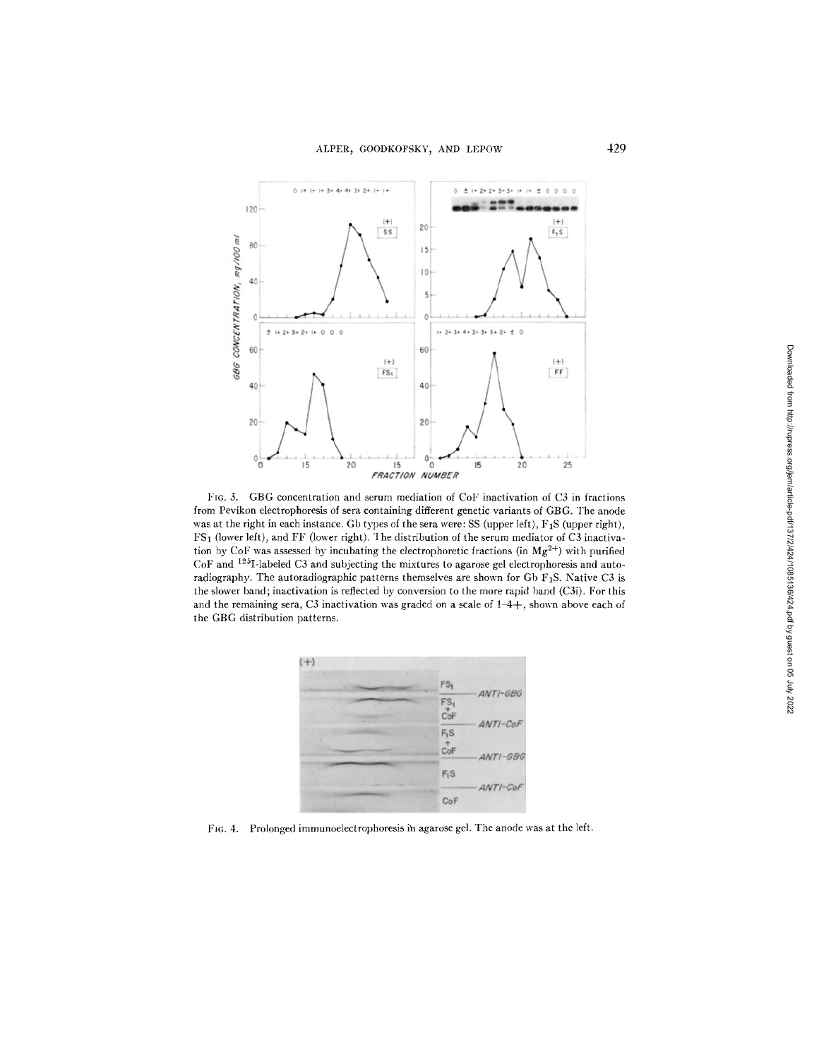FIG. 3. GBG concentration and serum mediation of CoF inactivation of C3 in fractions from Pevikon electrophoresis of sera containing different genetic variants of GBG. The anode was at the right in each instance. Gb types of the sera were: SS (upper left), $F_1S$ (upper right), $FS_1$ (lower left), and FF (lower right). The distribution of the serum mediator of C3 inactivation by CoF was assessed by incubating the electrophoretic fractions (in $Mg^{2+}$) with purified CoF and $^{125}I$-labeled C3 and subjecting the mixtures to agarose gel electrophoresis and autoradiography. The autoradiographic patterns themselves are shown for Gb $F_1S$. Native C3 is the slower band; inactivation is reflected by conversion to the more rapid band (C3i). For this and the remaining sera, C3 inactivation was graded on a scale of 1–4+, shown above each of the GBG distribution patterns.

FIG. 4. Prolonged immunoelectrophoresis in agarose gel. The anode was at the left.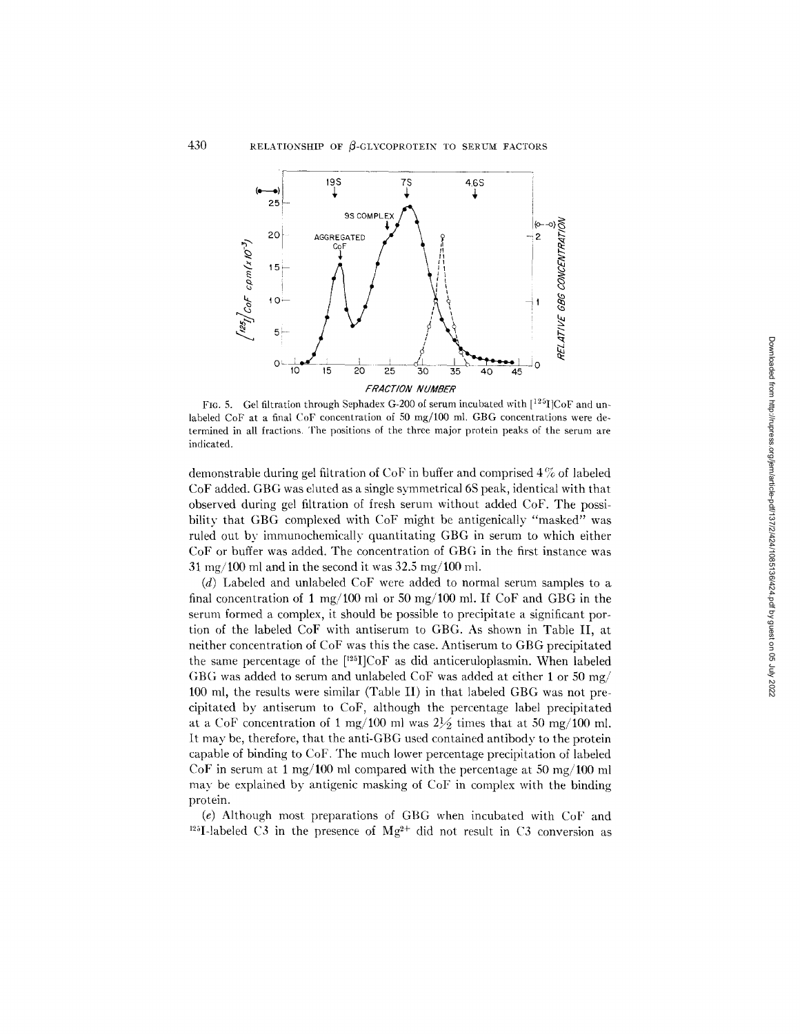FIG. 5. Gel filtration through Sephadex G-200 of serum incubated with [$^{125}$I]CoF and unlabeled CoF at a final CoF concentration of 50 mg/100 ml. GBG concentrations were determined in all fractions. The positions of the three major protein peaks of the serum are indicated.

demonstrable during gel filtration of CoF in buffer and comprised 4% of labeled CoF added. GBG was eluted as a single symmetrical 6S peak, identical with that observed during gel filtration of fresh serum without added CoF. The possibility that GBG complexed with CoF might be antigenically "masked" was ruled out by immunochemically quantitating GBG in serum to which either CoF or buffer was added. The concentration of GBG in the first instance was 31 mg/100 ml and in the second it was 32.5 mg/100 ml.

(*d*) Labeled and unlabeled CoF were added to normal serum samples to a final concentration of 1 mg/100 ml or 50 mg/100 ml. If CoF and GBG in the serum formed a complex, it should be possible to precipitate a significant portion of the labeled CoF with antiserum to GBG. As shown in Table II, at neither concentration of CoF was this the case. Antiserum to GBG precipitated the same percentage of the [$^{125}$I]CoF as did anticeruloplasmin. When labeled GBG was added to serum and unlabeled CoF was added at either 1 or 50 mg/100 ml, the results were similar (Table II) in that labeled GBG was not precipitated by antiserum to CoF, although the percentage label precipitated at a CoF concentration of 1 mg/100 ml was 2½ times that at 50 mg/100 ml. It may be, therefore, that the anti-GBG used contained antibody to the protein capable of binding to CoF. The much lower percentage precipitation of labeled CoF in serum at 1 mg/100 ml compared with the percentage at 50 mg/100 ml may be explained by antigenic masking of CoF in complex with the binding protein.

(*e*) Although most preparations of GBG when incubated with CoF and $^{125}$I-labeled C3 in the presence of $Mg^{2+}$ did not result in C3 conversion as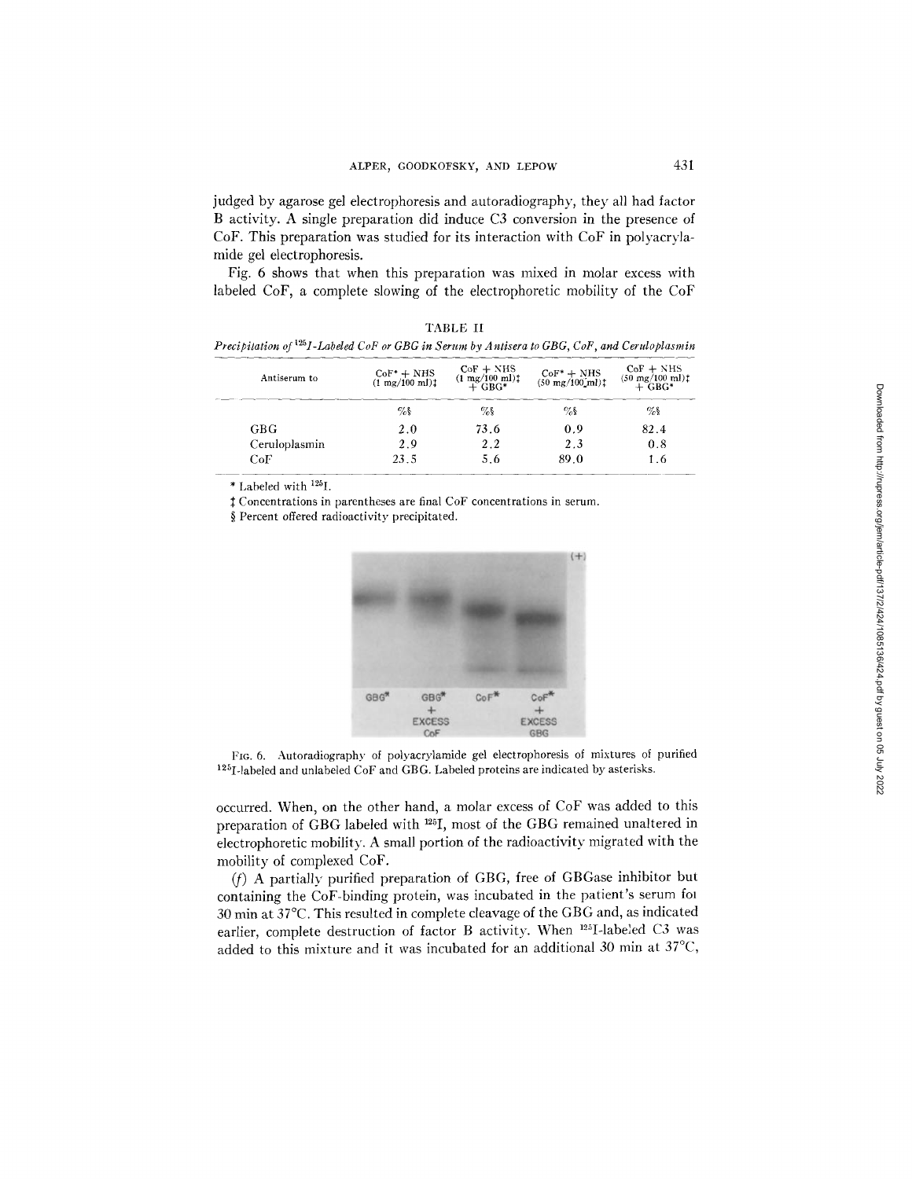judged by agarose gel electrophoresis and autoradiography, they all had factor B activity. A single preparation did induce C3 conversion in the presence of CoF. This preparation was studied for its interaction with CoF in polyacrylamide gel electrophoresis.

Fig. 6 shows that when this preparation was mixed in molar excess with labeled CoF, a complete slowing of the electrophoretic mobility of the CoF

TABLE II

*Precipitation of ¹²⁵I-Labeled CoF or GBG in Serum by Antisera to GBG, CoF, and Ceruloplasmin*

| Antiserum to | CoF* + NHS (1 mg/100 ml)‡ | CoF + NHS (1 mg/100 ml)‡ + GBG* | CoF* + NHS (50 mg/100 ml)‡ | CoF + NHS (50 mg/100 ml)‡ + GBG* |
|---|---|---|---|---|
| | %§ | %§ | %§ | %§ |
| GBG | 2.0 | 73.6 | 0.9 | 82.4 |
| Ceruloplasmin | 2.9 | 2.2 | 2.3 | 0.8 |
| CoF | 23.5 | 5.6 | 89.0 | 1.6 |

\* Labeled with $^{125}$I.

‡ Concentrations in parentheses are final CoF concentrations in serum.

§ Percent offered radioactivity precipitated.

FIG. 6. Autoradiography of polyacrylamide gel electrophoresis of mixtures of purified $^{125}$I-labeled and unlabeled CoF and GBG. Labeled proteins are indicated by asterisks.

occurred. When, on the other hand, a molar excess of CoF was added to this preparation of GBG labeled with $^{125}$I, most of the GBG remained unaltered in electrophoretic mobility. A small portion of the radioactivity migrated with the mobility of complexed CoF.

(*f*) A partially purified preparation of GBG, free of GBGase inhibitor but containing the CoF-binding protein, was incubated in the patient's serum for 30 min at 37°C. This resulted in complete cleavage of the GBG and, as indicated earlier, complete destruction of factor B activity. When $^{125}$I-labeled C3 was added to this mixture and it was incubated for an additional 30 min at 37°C,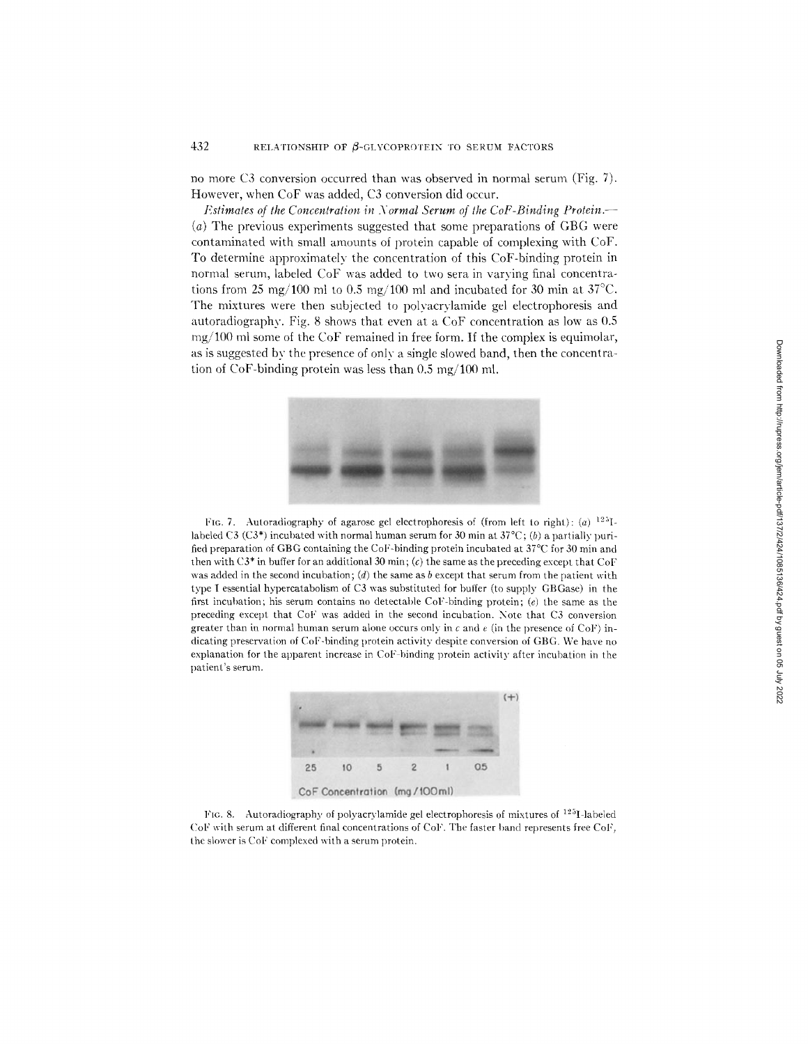no more C3 conversion occurred than was observed in normal serum (Fig. 7). However, when CoF was added, C3 conversion did occur.

*Estimates of the Concentration in Normal Serum of the CoF-Binding Protein.*—(*a*) The previous experiments suggested that some preparations of GBG were contaminated with small amounts of protein capable of complexing with CoF. To determine approximately the concentration of this CoF-binding protein in normal serum, labeled CoF was added to two sera in varying final concentrations from 25 mg/100 ml to 0.5 mg/100 ml and incubated for 30 min at 37°C. The mixtures were then subjected to polyacrylamide gel electrophoresis and autoradiography. Fig. 8 shows that even at a CoF concentration as low as 0.5 mg/100 ml some of the CoF remained in free form. If the complex is equimolar, as is suggested by the presence of only a single slowed band, then the concentration of CoF-binding protein was less than 0.5 mg/100 ml.

FIG. 7. Autoradiography of agarose gel electrophoresis of (from left to right): (*a*) $^{125}$I-labeled C3 (C3*) incubated with normal human serum for 30 min at 37°C; (*b*) a partially purified preparation of GBG containing the CoF-binding protein incubated at 37°C for 30 min and then with C3* in buffer for an additional 30 min; (*c*) the same as the preceding except that CoF was added in the second incubation; (*d*) the same as *b* except that serum from the patient with type I essential hypercatabolism of C3 was substituted for buffer (to supply GBGase) in the first incubation; his serum contains no detectable CoF-binding protein; (*e*) the same as the preceding except that CoF was added in the second incubation. Note that C3 conversion greater than in normal human serum alone occurs only in *c* and *e* (in the presence of CoF) indicating preservation of CoF-binding protein activity despite conversion of GBG. We have no explanation for the apparent increase in CoF-binding protein activity after incubation in the patient's serum.

FIG. 8. Autoradiography of polyacrylamide gel electrophoresis of mixtures of $^{125}$I-labeled CoF with serum at different final concentrations of CoF. The faster band represents free CoF, the slower is CoF complexed with a serum protein.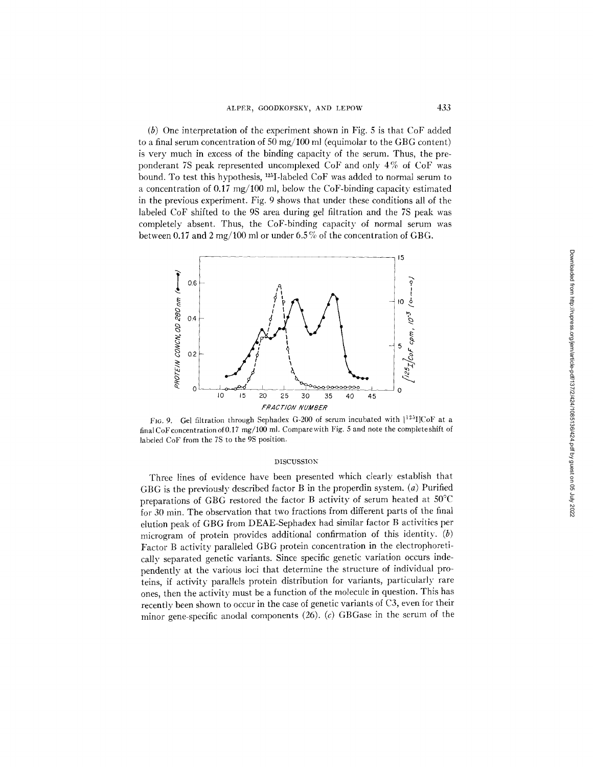(*b*) One interpretation of the experiment shown in Fig. 5 is that CoF added to a final serum concentration of 50 mg/100 ml (equimolar to the GBG content) is very much in excess of the binding capacity of the serum. Thus, the preponderant 7S peak represented uncomplexed CoF and only 4% of CoF was bound. To test this hypothesis, $^{125}$I-labeled CoF was added to normal serum to a concentration of 0.17 mg/100 ml, below the CoF-binding capacity estimated in the previous experiment. Fig. 9 shows that under these conditions all of the labeled CoF shifted to the 9S area during gel filtration and the 7S peak was completely absent. Thus, the CoF-binding capacity of normal serum was between 0.17 and 2 mg/100 ml or under 6.5% of the concentration of GBG.

FIG. 9. Gel filtration through Sephadex G-200 of serum incubated with [$^{125}$I]CoF at a final CoF concentration of 0.17 mg/100 ml. Compare with Fig. 5 and note the complete shift of labeled CoF from the 7S to the 9S position.

## DISCUSSION

Three lines of evidence have been presented which clearly establish that GBG is the previously described factor B in the properdin system. (*a*) Purified preparations of GBG restored the factor B activity of serum heated at 50°C for 30 min. The observation that two fractions from different parts of the final elution peak of GBG from DEAE-Sephadex had similar factor B activities per microgram of protein provides additional confirmation of this identity. (*b*) Factor B activity paralleled GBG protein concentration in the electrophoretically separated genetic variants. Since specific genetic variation occurs independently at the various loci that determine the structure of individual proteins, if activity parallels protein distribution for variants, particularly rare ones, then the activity must be a function of the molecule in question. This has recently been shown to occur in the case of genetic variants of C3, even for their minor gene-specific anodal components (26). (*c*) GBGase in the serum of the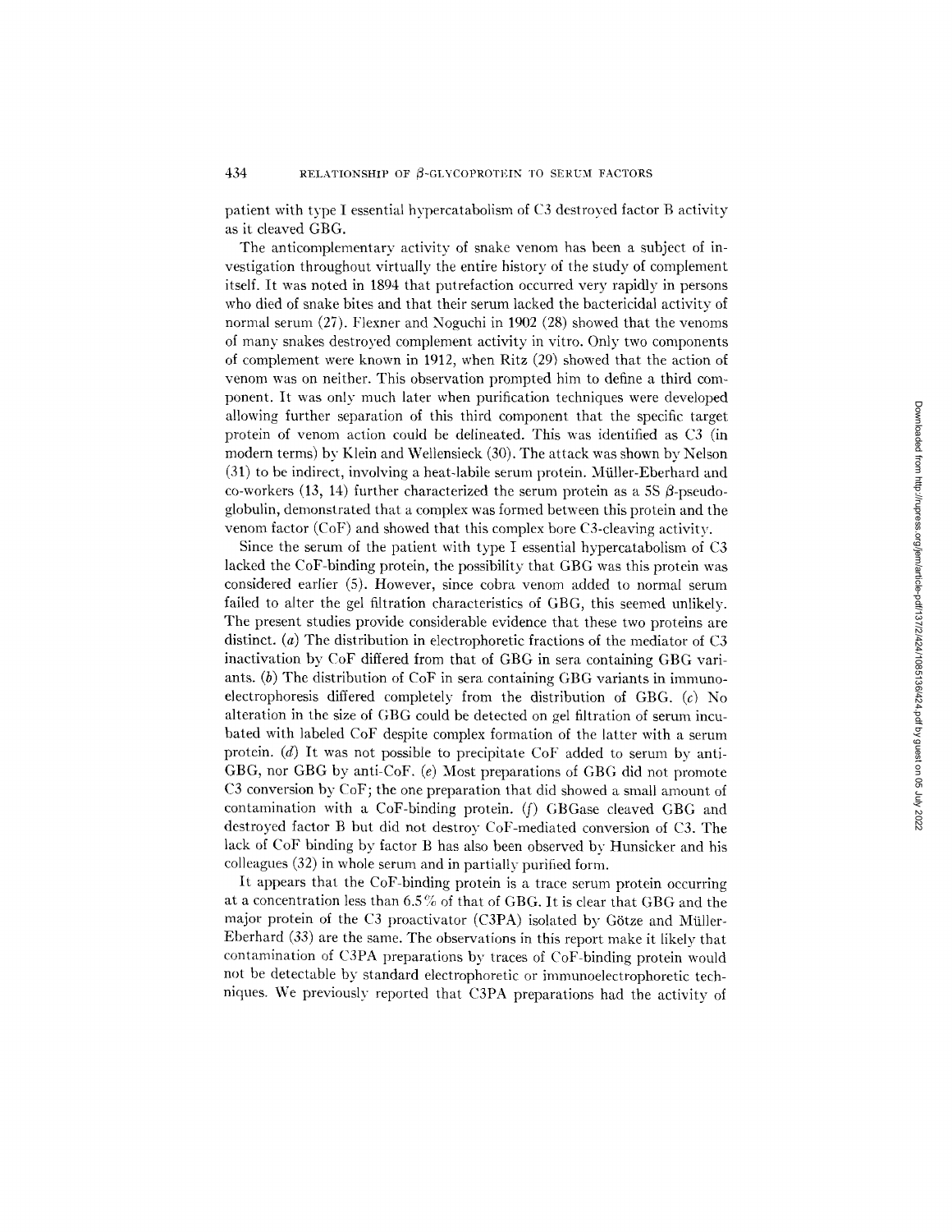patient with type I essential hypercatabolism of C3 destroyed factor B activity as it cleaved GBG.

The anticomplementary activity of snake venom has been a subject of investigation throughout virtually the entire history of the study of complement itself. It was noted in 1894 that putrefaction occurred very rapidly in persons who died of snake bites and that their serum lacked the bactericidal activity of normal serum (27). Flexner and Noguchi in 1902 (28) showed that the venoms of many snakes destroyed complement activity in vitro. Only two components of complement were known in 1912, when Ritz (29) showed that the action of venom was on neither. This observation prompted him to define a third component. It was only much later when purification techniques were developed allowing further separation of this third component that the specific target protein of venom action could be delineated. This was identified as C3 (in modern terms) by Klein and Wellensieck (30). The attack was shown by Nelson (31) to be indirect, involving a heat-labile serum protein. Müller-Eberhard and co-workers (13, 14) further characterized the serum protein as a 5S $\beta$-pseudoglobulin, demonstrated that a complex was formed between this protein and the venom factor (CoF) and showed that this complex bore C3-cleaving activity.

Since the serum of the patient with type I essential hypercatabolism of C3 lacked the CoF-binding protein, the possibility that GBG was this protein was considered earlier (5). However, since cobra venom added to normal serum failed to alter the gel filtration characteristics of GBG, this seemed unlikely. The present studies provide considerable evidence that these two proteins are distinct. (*a*) The distribution in electrophoretic fractions of the mediator of C3 inactivation by CoF differed from that of GBG in sera containing GBG variants. (*b*) The distribution of CoF in sera containing GBG variants in immunoelectrophoresis differed completely from the distribution of GBG. (*c*) No alteration in the size of GBG could be detected on gel filtration of serum incubated with labeled CoF despite complex formation of the latter with a serum protein. (*d*) It was not possible to precipitate CoF added to serum by anti-GBG, nor GBG by anti-CoF. (*e*) Most preparations of GBG did not promote C3 conversion by CoF; the one preparation that did showed a small amount of contamination with a CoF-binding protein. (*f*) GBGase cleaved GBG and destroyed factor B but did not destroy CoF-mediated conversion of C3. The lack of CoF binding by factor B has also been observed by Hunsicker and his colleagues (32) in whole serum and in partially purified form.

It appears that the CoF-binding protein is a trace serum protein occurring at a concentration less than 6.5% of that of GBG. It is clear that GBG and the major protein of the C3 proactivator (C3PA) isolated by Götze and Müller-Eberhard (33) are the same. The observations in this report make it likely that contamination of C3PA preparations by traces of CoF-binding protein would not be detectable by standard electrophoretic or immunoelectrophoretic techniques. We previously reported that C3PA preparations had the activity of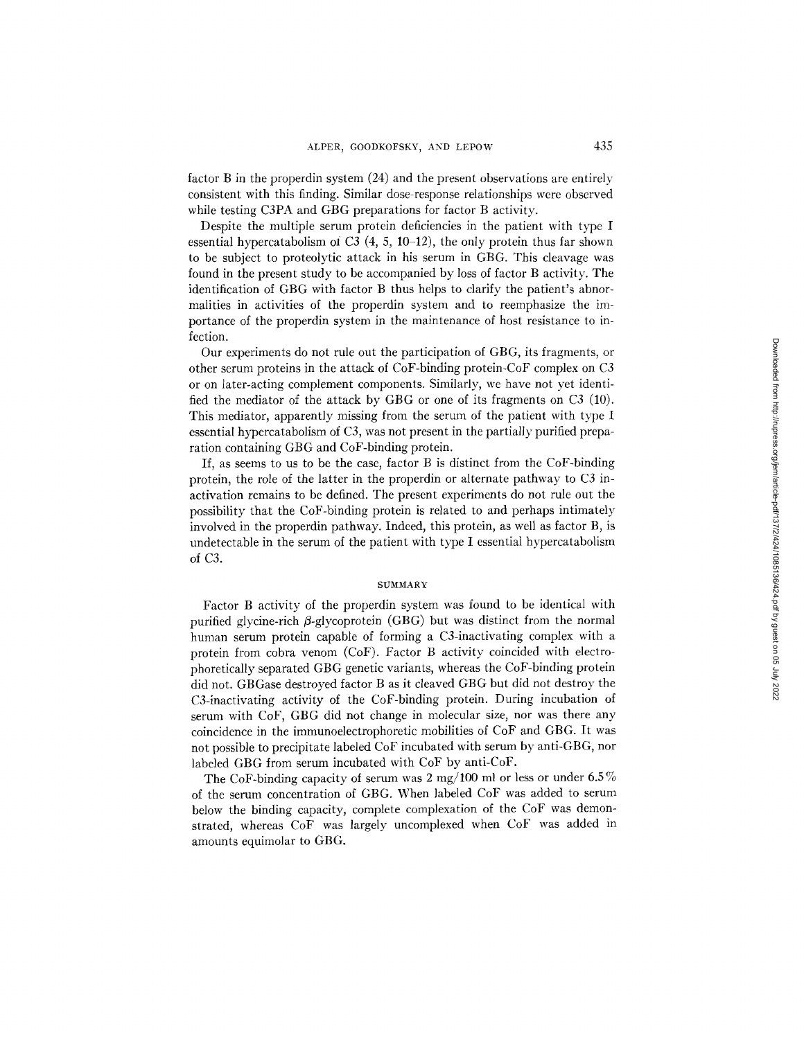factor B in the properdin system (24) and the present observations are entirely consistent with this finding. Similar dose-response relationships were observed while testing C3PA and GBG preparations for factor B activity.

Despite the multiple serum protein deficiencies in the patient with type I essential hypercatabolism of C3 (4, 5, 10–12), the only protein thus far shown to be subject to proteolytic attack in his serum in GBG. This cleavage was found in the present study to be accompanied by loss of factor B activity. The identification of GBG with factor B thus helps to clarify the patient's abnormalities in activities of the properdin system and to reemphasize the importance of the properdin system in the maintenance of host resistance to infection.

Our experiments do not rule out the participation of GBG, its fragments, or other serum proteins in the attack of CoF-binding protein-CoF complex on C3 or on later-acting complement components. Similarly, we have not yet identified the mediator of the attack by GBG or one of its fragments on C3 (10). This mediator, apparently missing from the serum of the patient with type I essential hypercatabolism of C3, was not present in the partially purified preparation containing GBG and CoF-binding protein.

If, as seems to us to be the case, factor B is distinct from the CoF-binding protein, the role of the latter in the properdin or alternate pathway to C3 inactivation remains to be defined. The present experiments do not rule out the possibility that the CoF-binding protein is related to and perhaps intimately involved in the properdin pathway. Indeed, this protein, as well as factor B, is undetectable in the serum of the patient with type I essential hypercatabolism of C3.

## SUMMARY

Factor B activity of the properdin system was found to be identical with purified glycine-rich $\beta$-glycoprotein (GBG) but was distinct from the normal human serum protein capable of forming a C3-inactivating complex with a protein from cobra venom (CoF). Factor B activity coincided with electrophoretically separated GBG genetic variants, whereas the CoF-binding protein did not. GBGase destroyed factor B as it cleaved GBG but did not destroy the C3-inactivating activity of the CoF-binding protein. During incubation of serum with CoF, GBG did not change in molecular size, nor was there any coincidence in the immunoelectrophoretic mobilities of CoF and GBG. It was not possible to precipitate labeled CoF incubated with serum by anti-GBG, nor labeled GBG from serum incubated with CoF by anti-CoF.

The CoF-binding capacity of serum was 2 mg/100 ml or less or under 6.5% of the serum concentration of GBG. When labeled CoF was added to serum below the binding capacity, complete complexation of the CoF was demonstrated, whereas CoF was largely uncomplexed when CoF was added in amounts equimolar to GBG.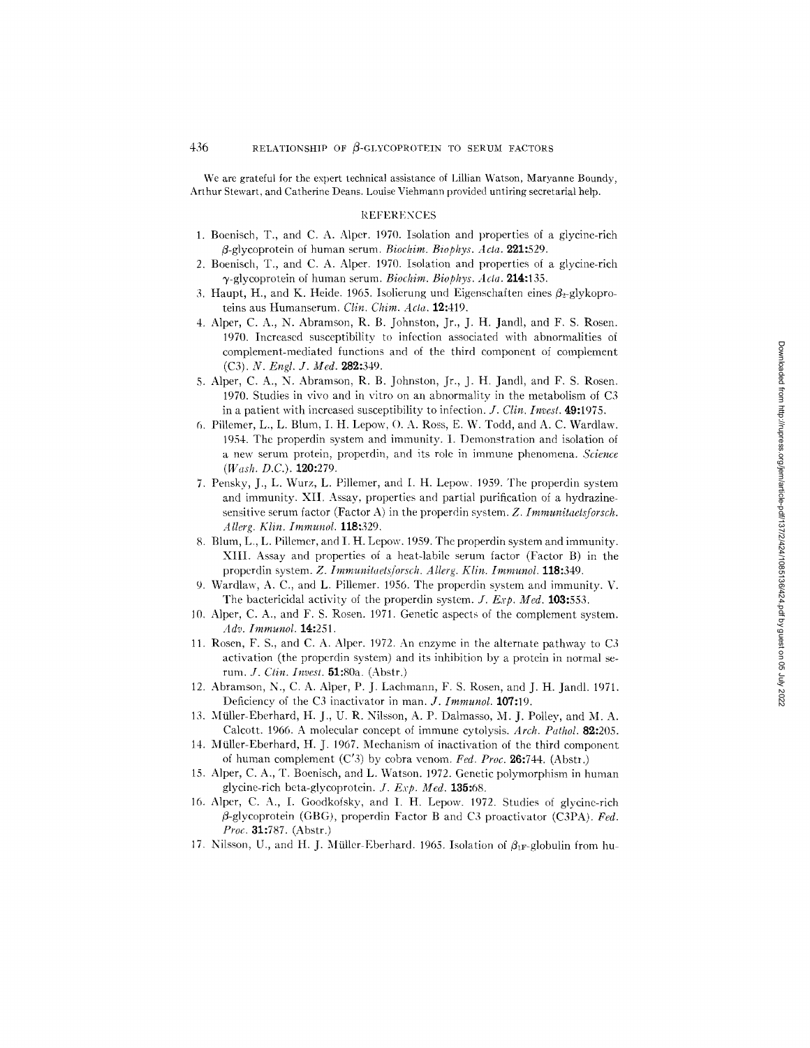We are grateful for the expert technical assistance of Lillian Watson, Maryanne Boundy, Arthur Stewart, and Catherine Deans. Louise Viehmann provided untiring secretarial help.

## REFERENCES

1. Boenisch, T., and C. A. Alper. 1970. Isolation and properties of a glycine-rich $\beta$-glycoprotein of human serum. *Biochim. Biophys. Acta.* **221:**529.
2. Boenisch, T., and C. A. Alper. 1970. Isolation and properties of a glycine-rich $\gamma$-glycoprotein of human serum. *Biochim. Biophys. Acta.* **214:**135.
3. Haupt, H., and K. Heide. 1965. Isolierung und Eigenschaften eines $\beta_2$-glykoproteins aus Humanserum. *Clin. Chim. Acta.* **12:**419.
4. Alper, C. A., N. Abramson, R. B. Johnston, Jr., J. H. Jandl, and F. S. Rosen. 1970. Increased susceptibility to infection associated with abnormalities of complement-mediated functions and of the third component of complement (C3). *N. Engl. J. Med.* **282:**349.
5. Alper, C. A., N. Abramson, R. B. Johnston, Jr., J. H. Jandl, and F. S. Rosen. 1970. Studies in vivo and in vitro on an abnormality in the metabolism of C3 in a patient with increased susceptibility to infection. *J. Clin. Invest.* **49:**1975.
6. Pillemer, L., L. Blum, I. H. Lepow, O. A. Ross, E. W. Todd, and A. C. Wardlaw. 1954. The properdin system and immunity. I. Demonstration and isolation of a new serum protein, properdin, and its role in immune phenomena. *Science (Wash. D.C.).* **120:**279.
7. Pensky, J., L. Wurz, L. Pillemer, and I. H. Lepow. 1959. The properdin system and immunity. XII. Assay, properties and partial purification of a hydrazine-sensitive serum factor (Factor A) in the properdin system. *Z. Immunitaetsforsch. Allerg. Klin. Immunol.* **118:**329.
8. Blum, L., L. Pillemer, and I. H. Lepow. 1959. The properdin system and immunity. XIII. Assay and properties of a heat-labile serum factor (Factor B) in the properdin system. *Z. Immunitaetsforsch. Allerg. Klin. Immunol.* **118:**349.
9. Wardlaw, A. C., and L. Pillemer. 1956. The properdin system and immunity. V. The bactericidal activity of the properdin system. *J. Exp. Med.* **103:**553.
10. Alper, C. A., and F. S. Rosen. 1971. Genetic aspects of the complement system. *Adv. Immunol.* **14:**251.
11. Rosen, F. S., and C. A. Alper. 1972. An enzyme in the alternate pathway to C3 activation (the properdin system) and its inhibition by a protein in normal serum. *J. Clin. Invest.* **51:**80a. (Abstr.)
12. Abramson, N., C. A. Alper, P. J. Lachmann, F. S. Rosen, and J. H. Jandl. 1971. Deficiency of the C3 inactivator in man. *J. Immunol.* **107:**19.
13. Müller-Eberhard, H. J., U. R. Nilsson, A. P. Dalmasso, M. J. Polley, and M. A. Calcott. 1966. A molecular concept of immune cytolysis. *Arch. Pathol.* **82:**205.
14. Müller-Eberhard, H. J. 1967. Mechanism of inactivation of the third component of human complement (C′3) by cobra venom. *Fed. Proc.* **26:**744. (Abstr.)
15. Alper, C. A., T. Boenisch, and L. Watson. 1972. Genetic polymorphism in human glycine-rich beta-glycoprotein. *J. Exp. Med.* **135:**68.
16. Alper, C. A., I. Goodkofsky, and I. H. Lepow. 1972. Studies of glycine-rich $\beta$-glycoprotein (GBG), properdin Factor B and C3 proactivator (C3PA). *Fed. Proc.* **31:**787. (Abstr.)
17. Nilsson, U., and H. J. Müller-Eberhard. 1965. Isolation of $\beta_{1F}$-globulin from hu-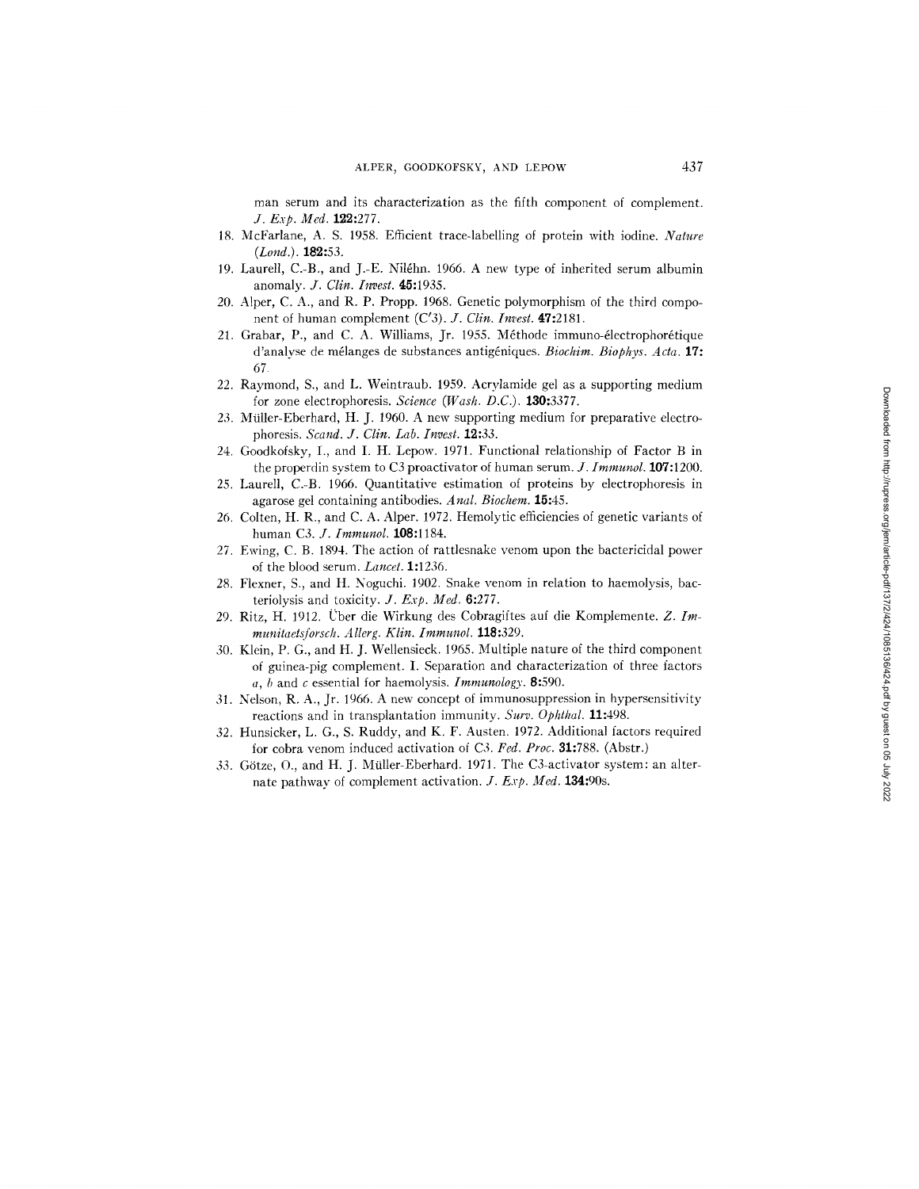man serum and its characterization as the fifth component of complement. *J. Exp. Med.* **122**:277.

18. McFarlane, A. S. 1958. Efficient trace-labelling of protein with iodine. *Nature (Lond.).* **182**:53.
19. Laurell, C.-B., and J.-E. Niléhn. 1966. A new type of inherited serum albumin anomaly. *J. Clin. Invest.* **45**:1935.
20. Alper, C. A., and R. P. Propp. 1968. Genetic polymorphism of the third component of human complement (C'3). *J. Clin. Invest.* **47**:2181.
21. Grabar, P., and C. A. Williams, Jr. 1955. Méthode immuno-électrophorétique d'analyse de mélanges de substances antigéniques. *Biochim. Biophys. Acta.* **17**: 67.
22. Raymond, S., and L. Weintraub. 1959. Acrylamide gel as a supporting medium for zone electrophoresis. *Science (Wash. D.C.).* **130**:3377.
23. Müller-Eberhard, H. J. 1960. A new supporting medium for preparative electrophoresis. *Scand. J. Clin. Lab. Invest.* **12**:33.
24. Goodkofsky, I., and I. H. Lepow. 1971. Functional relationship of Factor B in the properdin system to C3 proactivator of human serum. *J. Immunol.* **107**:1200.
25. Laurell, C.-B. 1966. Quantitative estimation of proteins by electrophoresis in agarose gel containing antibodies. *Anal. Biochem.* **15**:45.
26. Colten, H. R., and C. A. Alper. 1972. Hemolytic efficiencies of genetic variants of human C3. *J. Immunol.* **108**:1184.
27. Ewing, C. B. 1894. The action of rattlesnake venom upon the bactericidal power of the blood serum. *Lancet.* **1**:1236.
28. Flexner, S., and H. Noguchi. 1902. Snake venom in relation to haemolysis, bacteriolysis and toxicity. *J. Exp. Med.* **6**:277.
29. Ritz, H. 1912. Über die Wirkung des Cobragiftes auf die Komplemente. *Z. Immunitaetsforsch. Allerg. Klin. Immunol.* **118**:329.
30. Klein, P. G., and H. J. Wellensieck. 1965. Multiple nature of the third component of guinea-pig complement. I. Separation and characterization of three factors *a*, *b* and *c* essential for haemolysis. *Immunology.* **8**:590.
31. Nelson, R. A., Jr. 1966. A new concept of immunosuppression in hypersensitivity reactions and in transplantation immunity. *Surv. Ophthal.* **11**:498.
32. Hunsicker, L. G., S. Ruddy, and K. F. Austen. 1972. Additional factors required for cobra venom induced activation of C3. *Fed. Proc.* **31**:788. (Abstr.)
33. Götze, O., and H. J. Müller-Eberhard. 1971. The C3-activator system: an alternate pathway of complement activation. *J. Exp. Med.* **134**:90s.